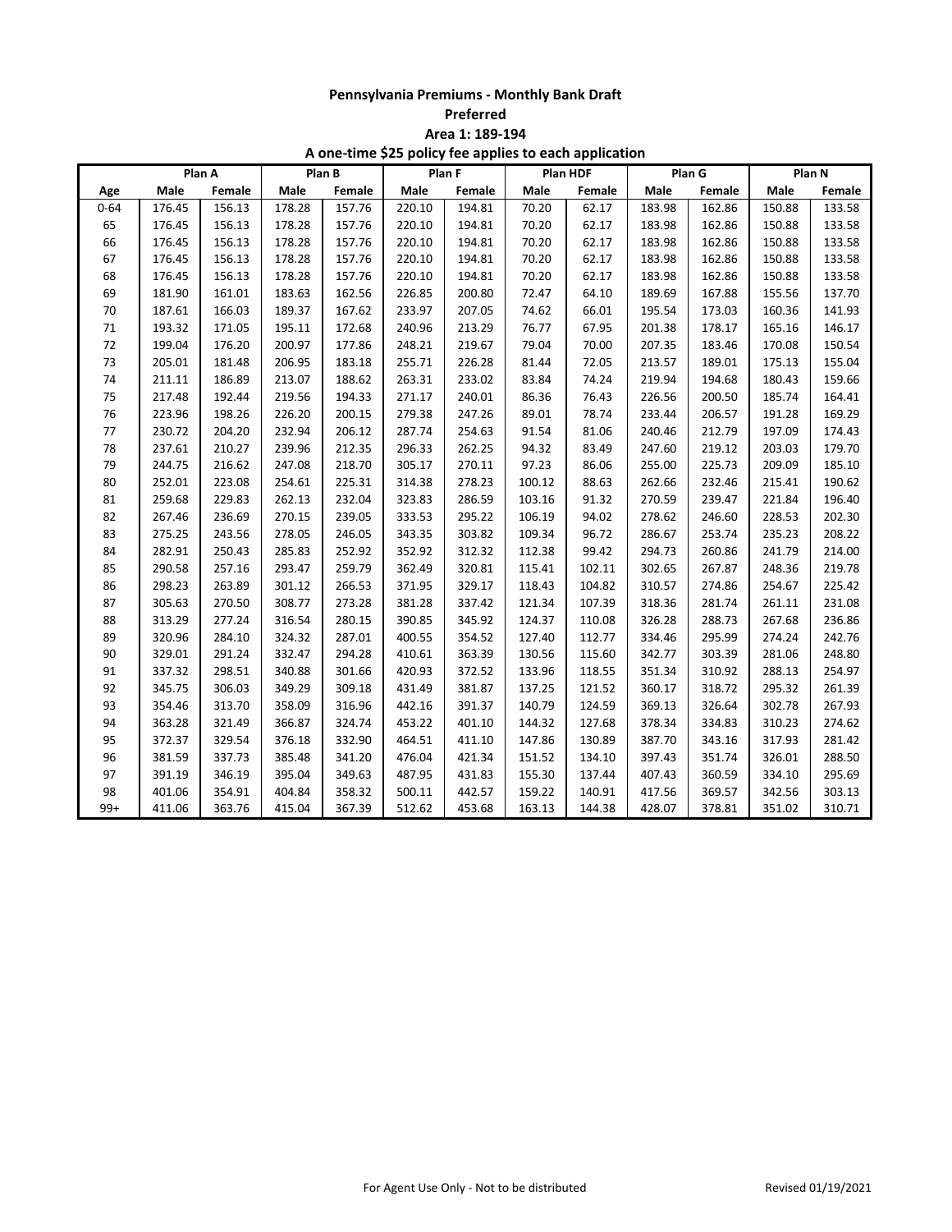# Pennsylvania Premiums - Monthly Bank Draft

## Preferred

### Area 1: 189-194

**A one-time $25 policy fee applies to each application**

| | Plan A | | Plan B | | Plan F | | Plan HDF | | Plan G | | Plan N | |
|---|---|---|---|---|---|---|---|---|---|---|---|---|
| Age | Male | Female | Male | Female | Male | Female | Male | Female | Male | Female | Male | Female |
| 0-64 | 176.45 | 156.13 | 178.28 | 157.76 | 220.10 | 194.81 | 70.20 | 62.17 | 183.98 | 162.86 | 150.88 | 133.58 |
| 65 | 176.45 | 156.13 | 178.28 | 157.76 | 220.10 | 194.81 | 70.20 | 62.17 | 183.98 | 162.86 | 150.88 | 133.58 |
| 66 | 176.45 | 156.13 | 178.28 | 157.76 | 220.10 | 194.81 | 70.20 | 62.17 | 183.98 | 162.86 | 150.88 | 133.58 |
| 67 | 176.45 | 156.13 | 178.28 | 157.76 | 220.10 | 194.81 | 70.20 | 62.17 | 183.98 | 162.86 | 150.88 | 133.58 |
| 68 | 176.45 | 156.13 | 178.28 | 157.76 | 220.10 | 194.81 | 70.20 | 62.17 | 183.98 | 162.86 | 150.88 | 133.58 |
| 69 | 181.90 | 161.01 | 183.63 | 162.56 | 226.85 | 200.80 | 72.47 | 64.10 | 189.69 | 167.88 | 155.56 | 137.70 |
| 70 | 187.61 | 166.03 | 189.37 | 167.62 | 233.97 | 207.05 | 74.62 | 66.01 | 195.54 | 173.03 | 160.36 | 141.93 |
| 71 | 193.32 | 171.05 | 195.11 | 172.68 | 240.96 | 213.29 | 76.77 | 67.95 | 201.38 | 178.17 | 165.16 | 146.17 |
| 72 | 199.04 | 176.20 | 200.97 | 177.86 | 248.21 | 219.67 | 79.04 | 70.00 | 207.35 | 183.46 | 170.08 | 150.54 |
| 73 | 205.01 | 181.48 | 206.95 | 183.18 | 255.71 | 226.28 | 81.44 | 72.05 | 213.57 | 189.01 | 175.13 | 155.04 |
| 74 | 211.11 | 186.89 | 213.07 | 188.62 | 263.31 | 233.02 | 83.84 | 74.24 | 219.94 | 194.68 | 180.43 | 159.66 |
| 75 | 217.48 | 192.44 | 219.56 | 194.33 | 271.17 | 240.01 | 86.36 | 76.43 | 226.56 | 200.50 | 185.74 | 164.41 |
| 76 | 223.96 | 198.26 | 226.20 | 200.15 | 279.38 | 247.26 | 89.01 | 78.74 | 233.44 | 206.57 | 191.28 | 169.29 |
| 77 | 230.72 | 204.20 | 232.94 | 206.12 | 287.74 | 254.63 | 91.54 | 81.06 | 240.46 | 212.79 | 197.09 | 174.43 |
| 78 | 237.61 | 210.27 | 239.96 | 212.35 | 296.33 | 262.25 | 94.32 | 83.49 | 247.60 | 219.12 | 203.03 | 179.70 |
| 79 | 244.75 | 216.62 | 247.08 | 218.70 | 305.17 | 270.11 | 97.23 | 86.06 | 255.00 | 225.73 | 209.09 | 185.10 |
| 80 | 252.01 | 223.08 | 254.61 | 225.31 | 314.38 | 278.23 | 100.12 | 88.63 | 262.66 | 232.46 | 215.41 | 190.62 |
| 81 | 259.68 | 229.83 | 262.13 | 232.04 | 323.83 | 286.59 | 103.16 | 91.32 | 270.59 | 239.47 | 221.84 | 196.40 |
| 82 | 267.46 | 236.69 | 270.15 | 239.05 | 333.53 | 295.22 | 106.19 | 94.02 | 278.62 | 246.60 | 228.53 | 202.30 |
| 83 | 275.25 | 243.56 | 278.05 | 246.05 | 343.35 | 303.82 | 109.34 | 96.72 | 286.67 | 253.74 | 235.23 | 208.22 |
| 84 | 282.91 | 250.43 | 285.83 | 252.92 | 352.92 | 312.32 | 112.38 | 99.42 | 294.73 | 260.86 | 241.79 | 214.00 |
| 85 | 290.58 | 257.16 | 293.47 | 259.79 | 362.49 | 320.81 | 115.41 | 102.11 | 302.65 | 267.87 | 248.36 | 219.78 |
| 86 | 298.23 | 263.89 | 301.12 | 266.53 | 371.95 | 329.17 | 118.43 | 104.82 | 310.57 | 274.86 | 254.67 | 225.42 |
| 87 | 305.63 | 270.50 | 308.77 | 273.28 | 381.28 | 337.42 | 121.34 | 107.39 | 318.36 | 281.74 | 261.11 | 231.08 |
| 88 | 313.29 | 277.24 | 316.54 | 280.15 | 390.85 | 345.92 | 124.37 | 110.08 | 326.28 | 288.73 | 267.68 | 236.86 |
| 89 | 320.96 | 284.10 | 324.32 | 287.01 | 400.55 | 354.52 | 127.40 | 112.77 | 334.46 | 295.99 | 274.24 | 242.76 |
| 90 | 329.01 | 291.24 | 332.47 | 294.28 | 410.61 | 363.39 | 130.56 | 115.60 | 342.77 | 303.39 | 281.06 | 248.80 |
| 91 | 337.32 | 298.51 | 340.88 | 301.66 | 420.93 | 372.52 | 133.96 | 118.55 | 351.34 | 310.92 | 288.13 | 254.97 |
| 92 | 345.75 | 306.03 | 349.29 | 309.18 | 431.49 | 381.87 | 137.25 | 121.52 | 360.17 | 318.72 | 295.32 | 261.39 |
| 93 | 354.46 | 313.70 | 358.09 | 316.96 | 442.16 | 391.37 | 140.79 | 124.59 | 369.13 | 326.64 | 302.78 | 267.93 |
| 94 | 363.28 | 321.49 | 366.87 | 324.74 | 453.22 | 401.10 | 144.32 | 127.68 | 378.34 | 334.83 | 310.23 | 274.62 |
| 95 | 372.37 | 329.54 | 376.18 | 332.90 | 464.51 | 411.10 | 147.86 | 130.89 | 387.70 | 343.16 | 317.93 | 281.42 |
| 96 | 381.59 | 337.73 | 385.48 | 341.20 | 476.04 | 421.34 | 151.52 | 134.10 | 397.43 | 351.74 | 326.01 | 288.50 |
| 97 | 391.19 | 346.19 | 395.04 | 349.63 | 487.95 | 431.83 | 155.30 | 137.44 | 407.43 | 360.59 | 334.10 | 295.69 |
| 98 | 401.06 | 354.91 | 404.84 | 358.32 | 500.11 | 442.57 | 159.22 | 140.91 | 417.56 | 369.57 | 342.56 | 303.13 |
| 99+ | 411.06 | 363.76 | 415.04 | 367.39 | 512.62 | 453.68 | 163.13 | 144.38 | 428.07 | 378.81 | 351.02 | 310.71 |

For Agent Use Only - Not to be distributed

Revised 01/19/2021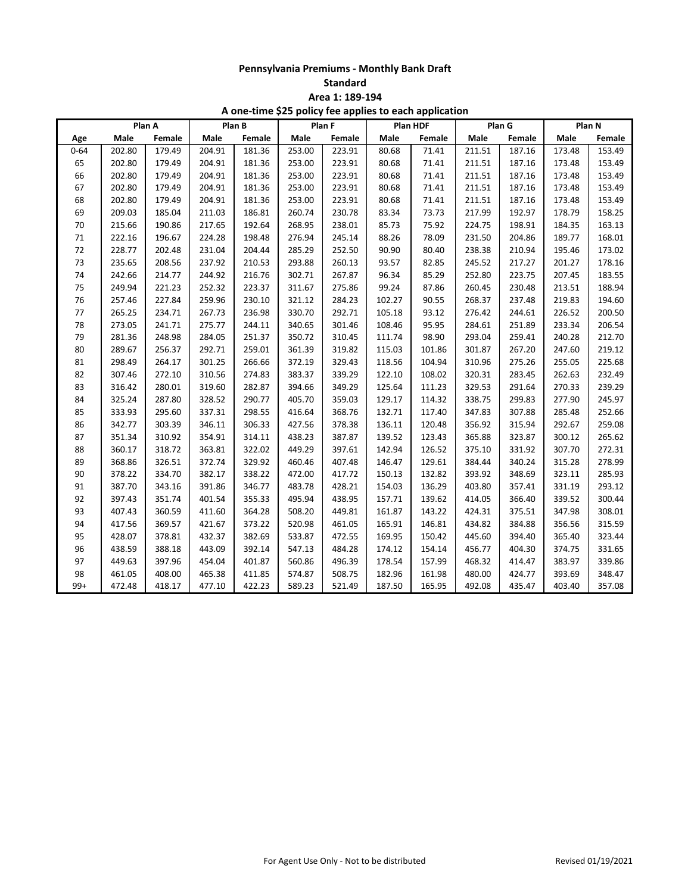**Pennsylvania Premiums - Monthly Bank Draft**

**Standard**

**Area 1: 189-194**

**A one-time $25 policy fee applies to each application**

| | Plan A | | Plan B | | Plan F | | Plan HDF | | Plan G | | Plan N | |
|---|---|---|---|---|---|---|---|---|---|---|---|---|
| Age | Male | Female | Male | Female | Male | Female | Male | Female | Male | Female | Male | Female |
| 0-64 | 202.80 | 179.49 | 204.91 | 181.36 | 253.00 | 223.91 | 80.68 | 71.41 | 211.51 | 187.16 | 173.48 | 153.49 |
| 65 | 202.80 | 179.49 | 204.91 | 181.36 | 253.00 | 223.91 | 80.68 | 71.41 | 211.51 | 187.16 | 173.48 | 153.49 |
| 66 | 202.80 | 179.49 | 204.91 | 181.36 | 253.00 | 223.91 | 80.68 | 71.41 | 211.51 | 187.16 | 173.48 | 153.49 |
| 67 | 202.80 | 179.49 | 204.91 | 181.36 | 253.00 | 223.91 | 80.68 | 71.41 | 211.51 | 187.16 | 173.48 | 153.49 |
| 68 | 202.80 | 179.49 | 204.91 | 181.36 | 253.00 | 223.91 | 80.68 | 71.41 | 211.51 | 187.16 | 173.48 | 153.49 |
| 69 | 209.03 | 185.04 | 211.03 | 186.81 | 260.74 | 230.78 | 83.34 | 73.73 | 217.99 | 192.97 | 178.79 | 158.25 |
| 70 | 215.66 | 190.86 | 217.65 | 192.64 | 268.95 | 238.01 | 85.73 | 75.92 | 224.75 | 198.91 | 184.35 | 163.13 |
| 71 | 222.16 | 196.67 | 224.28 | 198.48 | 276.94 | 245.14 | 88.26 | 78.09 | 231.50 | 204.86 | 189.77 | 168.01 |
| 72 | 228.77 | 202.48 | 231.04 | 204.44 | 285.29 | 252.50 | 90.90 | 80.40 | 238.38 | 210.94 | 195.46 | 173.02 |
| 73 | 235.65 | 208.56 | 237.92 | 210.53 | 293.88 | 260.13 | 93.57 | 82.85 | 245.52 | 217.27 | 201.27 | 178.16 |
| 74 | 242.66 | 214.77 | 244.92 | 216.76 | 302.71 | 267.87 | 96.34 | 85.29 | 252.80 | 223.75 | 207.45 | 183.55 |
| 75 | 249.94 | 221.23 | 252.32 | 223.37 | 311.67 | 275.86 | 99.24 | 87.86 | 260.45 | 230.48 | 213.51 | 188.94 |
| 76 | 257.46 | 227.84 | 259.96 | 230.10 | 321.12 | 284.23 | 102.27 | 90.55 | 268.37 | 237.48 | 219.83 | 194.60 |
| 77 | 265.25 | 234.71 | 267.73 | 236.98 | 330.70 | 292.71 | 105.18 | 93.12 | 276.42 | 244.61 | 226.52 | 200.50 |
| 78 | 273.05 | 241.71 | 275.77 | 244.11 | 340.65 | 301.46 | 108.46 | 95.95 | 284.61 | 251.89 | 233.34 | 206.54 |
| 79 | 281.36 | 248.98 | 284.05 | 251.37 | 350.72 | 310.45 | 111.74 | 98.90 | 293.04 | 259.41 | 240.28 | 212.70 |
| 80 | 289.67 | 256.37 | 292.71 | 259.01 | 361.39 | 319.82 | 115.03 | 101.86 | 301.87 | 267.20 | 247.60 | 219.12 |
| 81 | 298.49 | 264.17 | 301.25 | 266.66 | 372.19 | 329.43 | 118.56 | 104.94 | 310.96 | 275.26 | 255.05 | 225.68 |
| 82 | 307.46 | 272.10 | 310.56 | 274.83 | 383.37 | 339.29 | 122.10 | 108.02 | 320.31 | 283.45 | 262.63 | 232.49 |
| 83 | 316.42 | 280.01 | 319.60 | 282.87 | 394.66 | 349.29 | 125.64 | 111.23 | 329.53 | 291.64 | 270.33 | 239.29 |
| 84 | 325.24 | 287.80 | 328.52 | 290.77 | 405.70 | 359.03 | 129.17 | 114.32 | 338.75 | 299.83 | 277.90 | 245.97 |
| 85 | 333.93 | 295.60 | 337.31 | 298.55 | 416.64 | 368.76 | 132.71 | 117.40 | 347.83 | 307.88 | 285.48 | 252.66 |
| 86 | 342.77 | 303.39 | 346.11 | 306.33 | 427.56 | 378.38 | 136.11 | 120.48 | 356.92 | 315.94 | 292.67 | 259.08 |
| 87 | 351.34 | 310.92 | 354.91 | 314.11 | 438.23 | 387.87 | 139.52 | 123.43 | 365.88 | 323.87 | 300.12 | 265.62 |
| 88 | 360.17 | 318.72 | 363.81 | 322.02 | 449.29 | 397.61 | 142.94 | 126.52 | 375.10 | 331.92 | 307.70 | 272.31 |
| 89 | 368.86 | 326.51 | 372.74 | 329.92 | 460.46 | 407.48 | 146.47 | 129.61 | 384.44 | 340.24 | 315.28 | 278.99 |
| 90 | 378.22 | 334.70 | 382.17 | 338.22 | 472.00 | 417.72 | 150.13 | 132.82 | 393.92 | 348.69 | 323.11 | 285.93 |
| 91 | 387.70 | 343.16 | 391.86 | 346.77 | 483.78 | 428.21 | 154.03 | 136.29 | 403.80 | 357.41 | 331.19 | 293.12 |
| 92 | 397.43 | 351.74 | 401.54 | 355.33 | 495.94 | 438.95 | 157.71 | 139.62 | 414.05 | 366.40 | 339.52 | 300.44 |
| 93 | 407.43 | 360.59 | 411.60 | 364.28 | 508.20 | 449.81 | 161.87 | 143.22 | 424.31 | 375.51 | 347.98 | 308.01 |
| 94 | 417.56 | 369.57 | 421.67 | 373.22 | 520.98 | 461.05 | 165.91 | 146.81 | 434.82 | 384.88 | 356.56 | 315.59 |
| 95 | 428.07 | 378.81 | 432.37 | 382.69 | 533.87 | 472.55 | 169.95 | 150.42 | 445.60 | 394.40 | 365.40 | 323.44 |
| 96 | 438.59 | 388.18 | 443.09 | 392.14 | 547.13 | 484.28 | 174.12 | 154.14 | 456.77 | 404.30 | 374.75 | 331.65 |
| 97 | 449.63 | 397.96 | 454.04 | 401.87 | 560.86 | 496.39 | 178.54 | 157.99 | 468.32 | 414.47 | 383.97 | 339.86 |
| 98 | 461.05 | 408.00 | 465.38 | 411.85 | 574.87 | 508.75 | 182.96 | 161.98 | 480.00 | 424.77 | 393.69 | 348.47 |
| 99+ | 472.48 | 418.17 | 477.10 | 422.23 | 589.23 | 521.49 | 187.50 | 165.95 | 492.08 | 435.47 | 403.40 | 357.08 |

For Agent Use Only - Not to be distributed

Revised 01/19/2021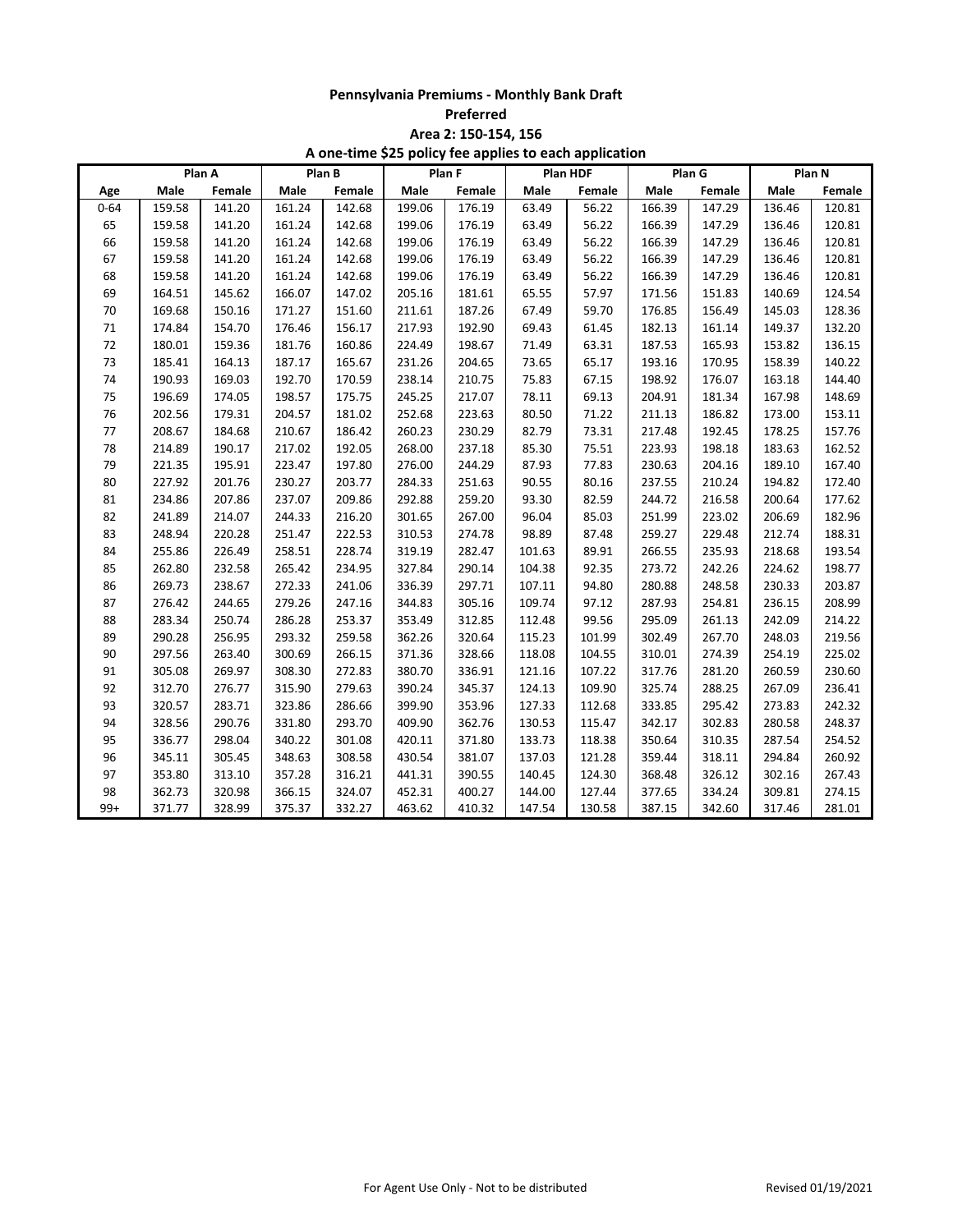**Pennsylvania Premiums - Monthly Bank Draft**

**Preferred**

**Area 2: 150-154, 156**

**A one-time $25 policy fee applies to each application**

| | Plan A | | Plan B | | Plan F | | Plan HDF | | Plan G | | Plan N | |
|---|---|---|---|---|---|---|---|---|---|---|---|---|
| Age | Male | Female | Male | Female | Male | Female | Male | Female | Male | Female | Male | Female |
| 0-64 | 159.58 | 141.20 | 161.24 | 142.68 | 199.06 | 176.19 | 63.49 | 56.22 | 166.39 | 147.29 | 136.46 | 120.81 |
| 65 | 159.58 | 141.20 | 161.24 | 142.68 | 199.06 | 176.19 | 63.49 | 56.22 | 166.39 | 147.29 | 136.46 | 120.81 |
| 66 | 159.58 | 141.20 | 161.24 | 142.68 | 199.06 | 176.19 | 63.49 | 56.22 | 166.39 | 147.29 | 136.46 | 120.81 |
| 67 | 159.58 | 141.20 | 161.24 | 142.68 | 199.06 | 176.19 | 63.49 | 56.22 | 166.39 | 147.29 | 136.46 | 120.81 |
| 68 | 159.58 | 141.20 | 161.24 | 142.68 | 199.06 | 176.19 | 63.49 | 56.22 | 166.39 | 147.29 | 136.46 | 120.81 |
| 69 | 164.51 | 145.62 | 166.07 | 147.02 | 205.16 | 181.61 | 65.55 | 57.97 | 171.56 | 151.83 | 140.69 | 124.54 |
| 70 | 169.68 | 150.16 | 171.27 | 151.60 | 211.61 | 187.26 | 67.49 | 59.70 | 176.85 | 156.49 | 145.03 | 128.36 |
| 71 | 174.84 | 154.70 | 176.46 | 156.17 | 217.93 | 192.90 | 69.43 | 61.45 | 182.13 | 161.14 | 149.37 | 132.20 |
| 72 | 180.01 | 159.36 | 181.76 | 160.86 | 224.49 | 198.67 | 71.49 | 63.31 | 187.53 | 165.93 | 153.82 | 136.15 |
| 73 | 185.41 | 164.13 | 187.17 | 165.67 | 231.26 | 204.65 | 73.65 | 65.17 | 193.16 | 170.95 | 158.39 | 140.22 |
| 74 | 190.93 | 169.03 | 192.70 | 170.59 | 238.14 | 210.75 | 75.83 | 67.15 | 198.92 | 176.07 | 163.18 | 144.40 |
| 75 | 196.69 | 174.05 | 198.57 | 175.75 | 245.25 | 217.07 | 78.11 | 69.13 | 204.91 | 181.34 | 167.98 | 148.69 |
| 76 | 202.56 | 179.31 | 204.57 | 181.02 | 252.68 | 223.63 | 80.50 | 71.22 | 211.13 | 186.82 | 173.00 | 153.11 |
| 77 | 208.67 | 184.68 | 210.67 | 186.42 | 260.23 | 230.29 | 82.79 | 73.31 | 217.48 | 192.45 | 178.25 | 157.76 |
| 78 | 214.89 | 190.17 | 217.02 | 192.05 | 268.00 | 237.18 | 85.30 | 75.51 | 223.93 | 198.18 | 183.63 | 162.52 |
| 79 | 221.35 | 195.91 | 223.47 | 197.80 | 276.00 | 244.29 | 87.93 | 77.83 | 230.63 | 204.16 | 189.10 | 167.40 |
| 80 | 227.92 | 201.76 | 230.27 | 203.77 | 284.33 | 251.63 | 90.55 | 80.16 | 237.55 | 210.24 | 194.82 | 172.40 |
| 81 | 234.86 | 207.86 | 237.07 | 209.86 | 292.88 | 259.20 | 93.30 | 82.59 | 244.72 | 216.58 | 200.64 | 177.62 |
| 82 | 241.89 | 214.07 | 244.33 | 216.20 | 301.65 | 267.00 | 96.04 | 85.03 | 251.99 | 223.02 | 206.69 | 182.96 |
| 83 | 248.94 | 220.28 | 251.47 | 222.53 | 310.53 | 274.78 | 98.89 | 87.48 | 259.27 | 229.48 | 212.74 | 188.31 |
| 84 | 255.86 | 226.49 | 258.51 | 228.74 | 319.19 | 282.47 | 101.63 | 89.91 | 266.55 | 235.93 | 218.68 | 193.54 |
| 85 | 262.80 | 232.58 | 265.42 | 234.95 | 327.84 | 290.14 | 104.38 | 92.35 | 273.72 | 242.26 | 224.62 | 198.77 |
| 86 | 269.73 | 238.67 | 272.33 | 241.06 | 336.39 | 297.71 | 107.11 | 94.80 | 280.88 | 248.58 | 230.33 | 203.87 |
| 87 | 276.42 | 244.65 | 279.26 | 247.16 | 344.83 | 305.16 | 109.74 | 97.12 | 287.93 | 254.81 | 236.15 | 208.99 |
| 88 | 283.34 | 250.74 | 286.28 | 253.37 | 353.49 | 312.85 | 112.48 | 99.56 | 295.09 | 261.13 | 242.09 | 214.22 |
| 89 | 290.28 | 256.95 | 293.32 | 259.58 | 362.26 | 320.64 | 115.23 | 101.99 | 302.49 | 267.70 | 248.03 | 219.56 |
| 90 | 297.56 | 263.40 | 300.69 | 266.15 | 371.36 | 328.66 | 118.08 | 104.55 | 310.01 | 274.39 | 254.19 | 225.02 |
| 91 | 305.08 | 269.97 | 308.30 | 272.83 | 380.70 | 336.91 | 121.16 | 107.22 | 317.76 | 281.20 | 260.59 | 230.60 |
| 92 | 312.70 | 276.77 | 315.90 | 279.63 | 390.24 | 345.37 | 124.13 | 109.90 | 325.74 | 288.25 | 267.09 | 236.41 |
| 93 | 320.57 | 283.71 | 323.86 | 286.66 | 399.90 | 353.96 | 127.33 | 112.68 | 333.85 | 295.42 | 273.83 | 242.32 |
| 94 | 328.56 | 290.76 | 331.80 | 293.70 | 409.90 | 362.76 | 130.53 | 115.47 | 342.17 | 302.83 | 280.58 | 248.37 |
| 95 | 336.77 | 298.04 | 340.22 | 301.08 | 420.11 | 371.80 | 133.73 | 118.38 | 350.64 | 310.35 | 287.54 | 254.52 |
| 96 | 345.11 | 305.45 | 348.63 | 308.58 | 430.54 | 381.07 | 137.03 | 121.28 | 359.44 | 318.11 | 294.84 | 260.92 |
| 97 | 353.80 | 313.10 | 357.28 | 316.21 | 441.31 | 390.55 | 140.45 | 124.30 | 368.48 | 326.12 | 302.16 | 267.43 |
| 98 | 362.73 | 320.98 | 366.15 | 324.07 | 452.31 | 400.27 | 144.00 | 127.44 | 377.65 | 334.24 | 309.81 | 274.15 |
| 99+ | 371.77 | 328.99 | 375.37 | 332.27 | 463.62 | 410.32 | 147.54 | 130.58 | 387.15 | 342.60 | 317.46 | 281.01 |

For Agent Use Only - Not to be distributed

Revised 01/19/2021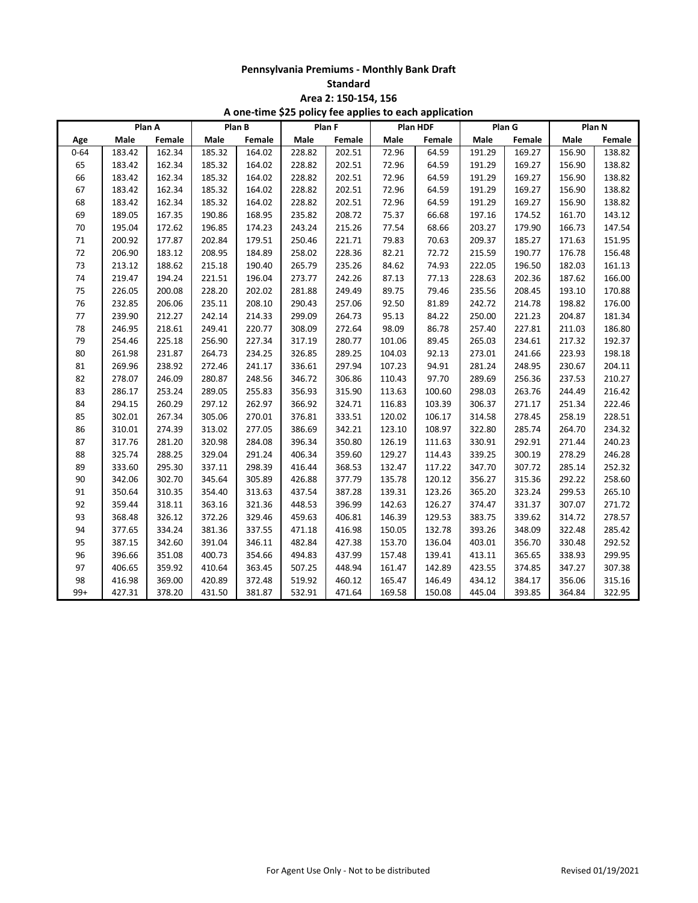# Pennsylvania Premiums - Monthly Bank Draft

## Standard

### Area 2: 150-154, 156

**A one-time $25 policy fee applies to each application**

| | Plan A | | Plan B | | Plan F | | Plan HDF | | Plan G | | Plan N | |
|---|---|---|---|---|---|---|---|---|---|---|---|---|
| Age | Male | Female | Male | Female | Male | Female | Male | Female | Male | Female | Male | Female |
| 0-64 | 183.42 | 162.34 | 185.32 | 164.02 | 228.82 | 202.51 | 72.96 | 64.59 | 191.29 | 169.27 | 156.90 | 138.82 |
| 65 | 183.42 | 162.34 | 185.32 | 164.02 | 228.82 | 202.51 | 72.96 | 64.59 | 191.29 | 169.27 | 156.90 | 138.82 |
| 66 | 183.42 | 162.34 | 185.32 | 164.02 | 228.82 | 202.51 | 72.96 | 64.59 | 191.29 | 169.27 | 156.90 | 138.82 |
| 67 | 183.42 | 162.34 | 185.32 | 164.02 | 228.82 | 202.51 | 72.96 | 64.59 | 191.29 | 169.27 | 156.90 | 138.82 |
| 68 | 183.42 | 162.34 | 185.32 | 164.02 | 228.82 | 202.51 | 72.96 | 64.59 | 191.29 | 169.27 | 156.90 | 138.82 |
| 69 | 189.05 | 167.35 | 190.86 | 168.95 | 235.82 | 208.72 | 75.37 | 66.68 | 197.16 | 174.52 | 161.70 | 143.12 |
| 70 | 195.04 | 172.62 | 196.85 | 174.23 | 243.24 | 215.26 | 77.54 | 68.66 | 203.27 | 179.90 | 166.73 | 147.54 |
| 71 | 200.92 | 177.87 | 202.84 | 179.51 | 250.46 | 221.71 | 79.83 | 70.63 | 209.37 | 185.27 | 171.63 | 151.95 |
| 72 | 206.90 | 183.12 | 208.95 | 184.89 | 258.02 | 228.36 | 82.21 | 72.72 | 215.59 | 190.77 | 176.78 | 156.48 |
| 73 | 213.12 | 188.62 | 215.18 | 190.40 | 265.79 | 235.26 | 84.62 | 74.93 | 222.05 | 196.50 | 182.03 | 161.13 |
| 74 | 219.47 | 194.24 | 221.51 | 196.04 | 273.77 | 242.26 | 87.13 | 77.13 | 228.63 | 202.36 | 187.62 | 166.00 |
| 75 | 226.05 | 200.08 | 228.20 | 202.02 | 281.88 | 249.49 | 89.75 | 79.46 | 235.56 | 208.45 | 193.10 | 170.88 |
| 76 | 232.85 | 206.06 | 235.11 | 208.10 | 290.43 | 257.06 | 92.50 | 81.89 | 242.72 | 214.78 | 198.82 | 176.00 |
| 77 | 239.90 | 212.27 | 242.14 | 214.33 | 299.09 | 264.73 | 95.13 | 84.22 | 250.00 | 221.23 | 204.87 | 181.34 |
| 78 | 246.95 | 218.61 | 249.41 | 220.77 | 308.09 | 272.64 | 98.09 | 86.78 | 257.40 | 227.81 | 211.03 | 186.80 |
| 79 | 254.46 | 225.18 | 256.90 | 227.34 | 317.19 | 280.77 | 101.06 | 89.45 | 265.03 | 234.61 | 217.32 | 192.37 |
| 80 | 261.98 | 231.87 | 264.73 | 234.25 | 326.85 | 289.25 | 104.03 | 92.13 | 273.01 | 241.66 | 223.93 | 198.18 |
| 81 | 269.96 | 238.92 | 272.46 | 241.17 | 336.61 | 297.94 | 107.23 | 94.91 | 281.24 | 248.95 | 230.67 | 204.11 |
| 82 | 278.07 | 246.09 | 280.87 | 248.56 | 346.72 | 306.86 | 110.43 | 97.70 | 289.69 | 256.36 | 237.53 | 210.27 |
| 83 | 286.17 | 253.24 | 289.05 | 255.83 | 356.93 | 315.90 | 113.63 | 100.60 | 298.03 | 263.76 | 244.49 | 216.42 |
| 84 | 294.15 | 260.29 | 297.12 | 262.97 | 366.92 | 324.71 | 116.83 | 103.39 | 306.37 | 271.17 | 251.34 | 222.46 |
| 85 | 302.01 | 267.34 | 305.06 | 270.01 | 376.81 | 333.51 | 120.02 | 106.17 | 314.58 | 278.45 | 258.19 | 228.51 |
| 86 | 310.01 | 274.39 | 313.02 | 277.05 | 386.69 | 342.21 | 123.10 | 108.97 | 322.80 | 285.74 | 264.70 | 234.32 |
| 87 | 317.76 | 281.20 | 320.98 | 284.08 | 396.34 | 350.80 | 126.19 | 111.63 | 330.91 | 292.91 | 271.44 | 240.23 |
| 88 | 325.74 | 288.25 | 329.04 | 291.24 | 406.34 | 359.60 | 129.27 | 114.43 | 339.25 | 300.19 | 278.29 | 246.28 |
| 89 | 333.60 | 295.30 | 337.11 | 298.39 | 416.44 | 368.53 | 132.47 | 117.22 | 347.70 | 307.72 | 285.14 | 252.32 |
| 90 | 342.06 | 302.70 | 345.64 | 305.89 | 426.88 | 377.79 | 135.78 | 120.12 | 356.27 | 315.36 | 292.22 | 258.60 |
| 91 | 350.64 | 310.35 | 354.40 | 313.63 | 437.54 | 387.28 | 139.31 | 123.26 | 365.20 | 323.24 | 299.53 | 265.10 |
| 92 | 359.44 | 318.11 | 363.16 | 321.36 | 448.53 | 396.99 | 142.63 | 126.27 | 374.47 | 331.37 | 307.07 | 271.72 |
| 93 | 368.48 | 326.12 | 372.26 | 329.46 | 459.63 | 406.81 | 146.39 | 129.53 | 383.75 | 339.62 | 314.72 | 278.57 |
| 94 | 377.65 | 334.24 | 381.36 | 337.55 | 471.18 | 416.98 | 150.05 | 132.78 | 393.26 | 348.09 | 322.48 | 285.42 |
| 95 | 387.15 | 342.60 | 391.04 | 346.11 | 482.84 | 427.38 | 153.70 | 136.04 | 403.01 | 356.70 | 330.48 | 292.52 |
| 96 | 396.66 | 351.08 | 400.73 | 354.66 | 494.83 | 437.99 | 157.48 | 139.41 | 413.11 | 365.65 | 338.93 | 299.95 |
| 97 | 406.65 | 359.92 | 410.64 | 363.45 | 507.25 | 448.94 | 161.47 | 142.89 | 423.55 | 374.85 | 347.27 | 307.38 |
| 98 | 416.98 | 369.00 | 420.89 | 372.48 | 519.92 | 460.12 | 165.47 | 146.49 | 434.12 | 384.17 | 356.06 | 315.16 |
| 99+ | 427.31 | 378.20 | 431.50 | 381.87 | 532.91 | 471.64 | 169.58 | 150.08 | 445.04 | 393.85 | 364.84 | 322.95 |

For Agent Use Only - Not to be distributed

Revised 01/19/2021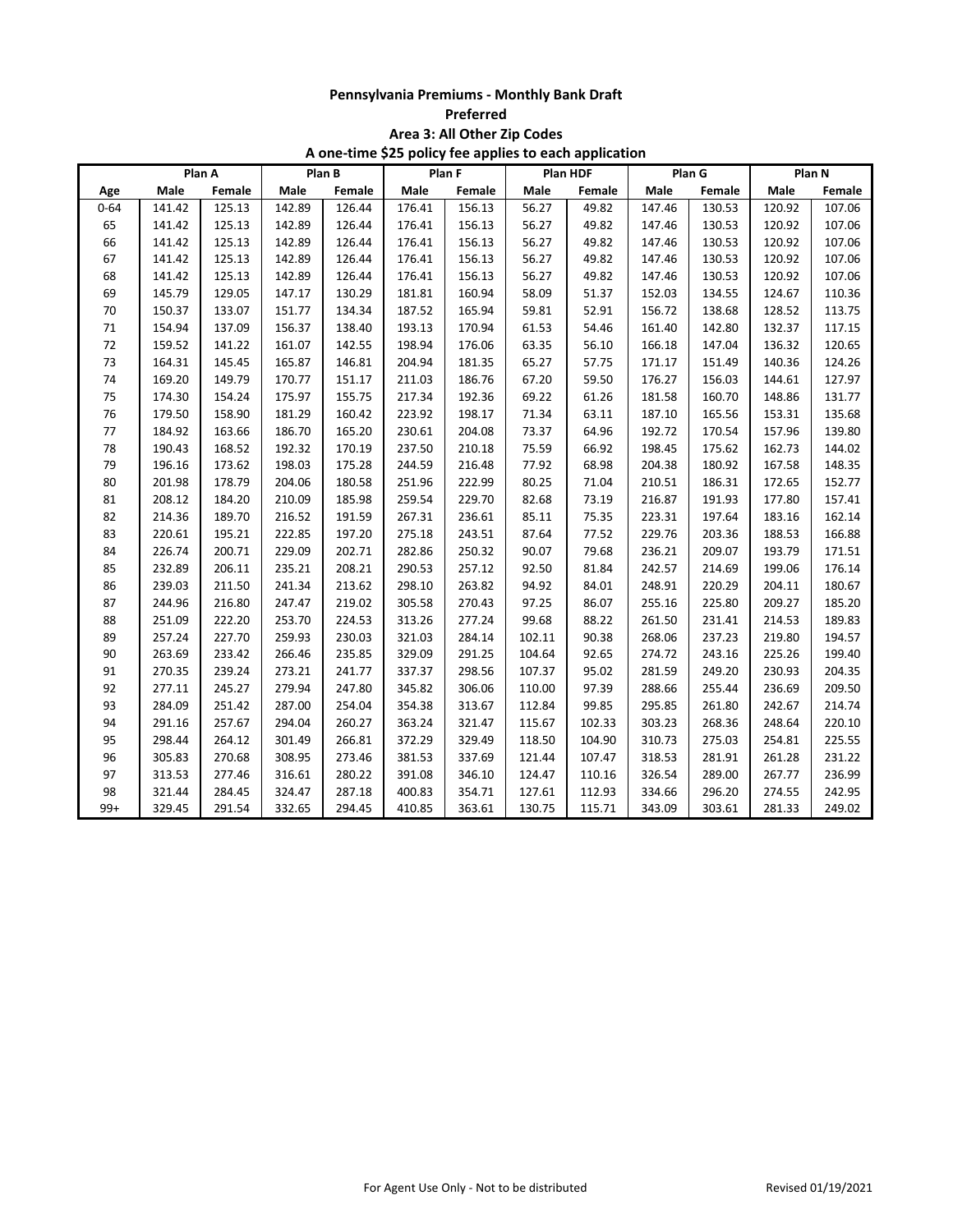# Pennsylvania Premiums - Monthly Bank Draft

## Preferred

## Area 3: All Other Zip Codes

**A one-time $25 policy fee applies to each application**

| | Plan A | | Plan B | | Plan F | | Plan HDF | | Plan G | | Plan N | |
|---|---|---|---|---|---|---|---|---|---|---|---|---|
| Age | Male | Female | Male | Female | Male | Female | Male | Female | Male | Female | Male | Female |
| 0-64 | 141.42 | 125.13 | 142.89 | 126.44 | 176.41 | 156.13 | 56.27 | 49.82 | 147.46 | 130.53 | 120.92 | 107.06 |
| 65 | 141.42 | 125.13 | 142.89 | 126.44 | 176.41 | 156.13 | 56.27 | 49.82 | 147.46 | 130.53 | 120.92 | 107.06 |
| 66 | 141.42 | 125.13 | 142.89 | 126.44 | 176.41 | 156.13 | 56.27 | 49.82 | 147.46 | 130.53 | 120.92 | 107.06 |
| 67 | 141.42 | 125.13 | 142.89 | 126.44 | 176.41 | 156.13 | 56.27 | 49.82 | 147.46 | 130.53 | 120.92 | 107.06 |
| 68 | 141.42 | 125.13 | 142.89 | 126.44 | 176.41 | 156.13 | 56.27 | 49.82 | 147.46 | 130.53 | 120.92 | 107.06 |
| 69 | 145.79 | 129.05 | 147.17 | 130.29 | 181.81 | 160.94 | 58.09 | 51.37 | 152.03 | 134.55 | 124.67 | 110.36 |
| 70 | 150.37 | 133.07 | 151.77 | 134.34 | 187.52 | 165.94 | 59.81 | 52.91 | 156.72 | 138.68 | 128.52 | 113.75 |
| 71 | 154.94 | 137.09 | 156.37 | 138.40 | 193.13 | 170.94 | 61.53 | 54.46 | 161.40 | 142.80 | 132.37 | 117.15 |
| 72 | 159.52 | 141.22 | 161.07 | 142.55 | 198.94 | 176.06 | 63.35 | 56.10 | 166.18 | 147.04 | 136.32 | 120.65 |
| 73 | 164.31 | 145.45 | 165.87 | 146.81 | 204.94 | 181.35 | 65.27 | 57.75 | 171.17 | 151.49 | 140.36 | 124.26 |
| 74 | 169.20 | 149.79 | 170.77 | 151.17 | 211.03 | 186.76 | 67.20 | 59.50 | 176.27 | 156.03 | 144.61 | 127.97 |
| 75 | 174.30 | 154.24 | 175.97 | 155.75 | 217.34 | 192.36 | 69.22 | 61.26 | 181.58 | 160.70 | 148.86 | 131.77 |
| 76 | 179.50 | 158.90 | 181.29 | 160.42 | 223.92 | 198.17 | 71.34 | 63.11 | 187.10 | 165.56 | 153.31 | 135.68 |
| 77 | 184.92 | 163.66 | 186.70 | 165.20 | 230.61 | 204.08 | 73.37 | 64.96 | 192.72 | 170.54 | 157.96 | 139.80 |
| 78 | 190.43 | 168.52 | 192.32 | 170.19 | 237.50 | 210.18 | 75.59 | 66.92 | 198.45 | 175.62 | 162.73 | 144.02 |
| 79 | 196.16 | 173.62 | 198.03 | 175.28 | 244.59 | 216.48 | 77.92 | 68.98 | 204.38 | 180.92 | 167.58 | 148.35 |
| 80 | 201.98 | 178.79 | 204.06 | 180.58 | 251.96 | 222.99 | 80.25 | 71.04 | 210.51 | 186.31 | 172.65 | 152.77 |
| 81 | 208.12 | 184.20 | 210.09 | 185.98 | 259.54 | 229.70 | 82.68 | 73.19 | 216.87 | 191.93 | 177.80 | 157.41 |
| 82 | 214.36 | 189.70 | 216.52 | 191.59 | 267.31 | 236.61 | 85.11 | 75.35 | 223.31 | 197.64 | 183.16 | 162.14 |
| 83 | 220.61 | 195.21 | 222.85 | 197.20 | 275.18 | 243.51 | 87.64 | 77.52 | 229.76 | 203.36 | 188.53 | 166.88 |
| 84 | 226.74 | 200.71 | 229.09 | 202.71 | 282.86 | 250.32 | 90.07 | 79.68 | 236.21 | 209.07 | 193.79 | 171.51 |
| 85 | 232.89 | 206.11 | 235.21 | 208.21 | 290.53 | 257.12 | 92.50 | 81.84 | 242.57 | 214.69 | 199.06 | 176.14 |
| 86 | 239.03 | 211.50 | 241.34 | 213.62 | 298.10 | 263.82 | 94.92 | 84.01 | 248.91 | 220.29 | 204.11 | 180.67 |
| 87 | 244.96 | 216.80 | 247.47 | 219.02 | 305.58 | 270.43 | 97.25 | 86.07 | 255.16 | 225.80 | 209.27 | 185.20 |
| 88 | 251.09 | 222.20 | 253.70 | 224.53 | 313.26 | 277.24 | 99.68 | 88.22 | 261.50 | 231.41 | 214.53 | 189.83 |
| 89 | 257.24 | 227.70 | 259.93 | 230.03 | 321.03 | 284.14 | 102.11 | 90.38 | 268.06 | 237.23 | 219.80 | 194.57 |
| 90 | 263.69 | 233.42 | 266.46 | 235.85 | 329.09 | 291.25 | 104.64 | 92.65 | 274.72 | 243.16 | 225.26 | 199.40 |
| 91 | 270.35 | 239.24 | 273.21 | 241.77 | 337.37 | 298.56 | 107.37 | 95.02 | 281.59 | 249.20 | 230.93 | 204.35 |
| 92 | 277.11 | 245.27 | 279.94 | 247.80 | 345.82 | 306.06 | 110.00 | 97.39 | 288.66 | 255.44 | 236.69 | 209.50 |
| 93 | 284.09 | 251.42 | 287.00 | 254.04 | 354.38 | 313.67 | 112.84 | 99.85 | 295.85 | 261.80 | 242.67 | 214.74 |
| 94 | 291.16 | 257.67 | 294.04 | 260.27 | 363.24 | 321.47 | 115.67 | 102.33 | 303.23 | 268.36 | 248.64 | 220.10 |
| 95 | 298.44 | 264.12 | 301.49 | 266.81 | 372.29 | 329.49 | 118.50 | 104.90 | 310.73 | 275.03 | 254.81 | 225.55 |
| 96 | 305.83 | 270.68 | 308.95 | 273.46 | 381.53 | 337.69 | 121.44 | 107.47 | 318.53 | 281.91 | 261.28 | 231.22 |
| 97 | 313.53 | 277.46 | 316.61 | 280.22 | 391.08 | 346.10 | 124.47 | 110.16 | 326.54 | 289.00 | 267.77 | 236.99 |
| 98 | 321.44 | 284.45 | 324.47 | 287.18 | 400.83 | 354.71 | 127.61 | 112.93 | 334.66 | 296.20 | 274.55 | 242.95 |
| 99+ | 329.45 | 291.54 | 332.65 | 294.45 | 410.85 | 363.61 | 130.75 | 115.71 | 343.09 | 303.61 | 281.33 | 249.02 |

For Agent Use Only - Not to be distributed

Revised 01/19/2021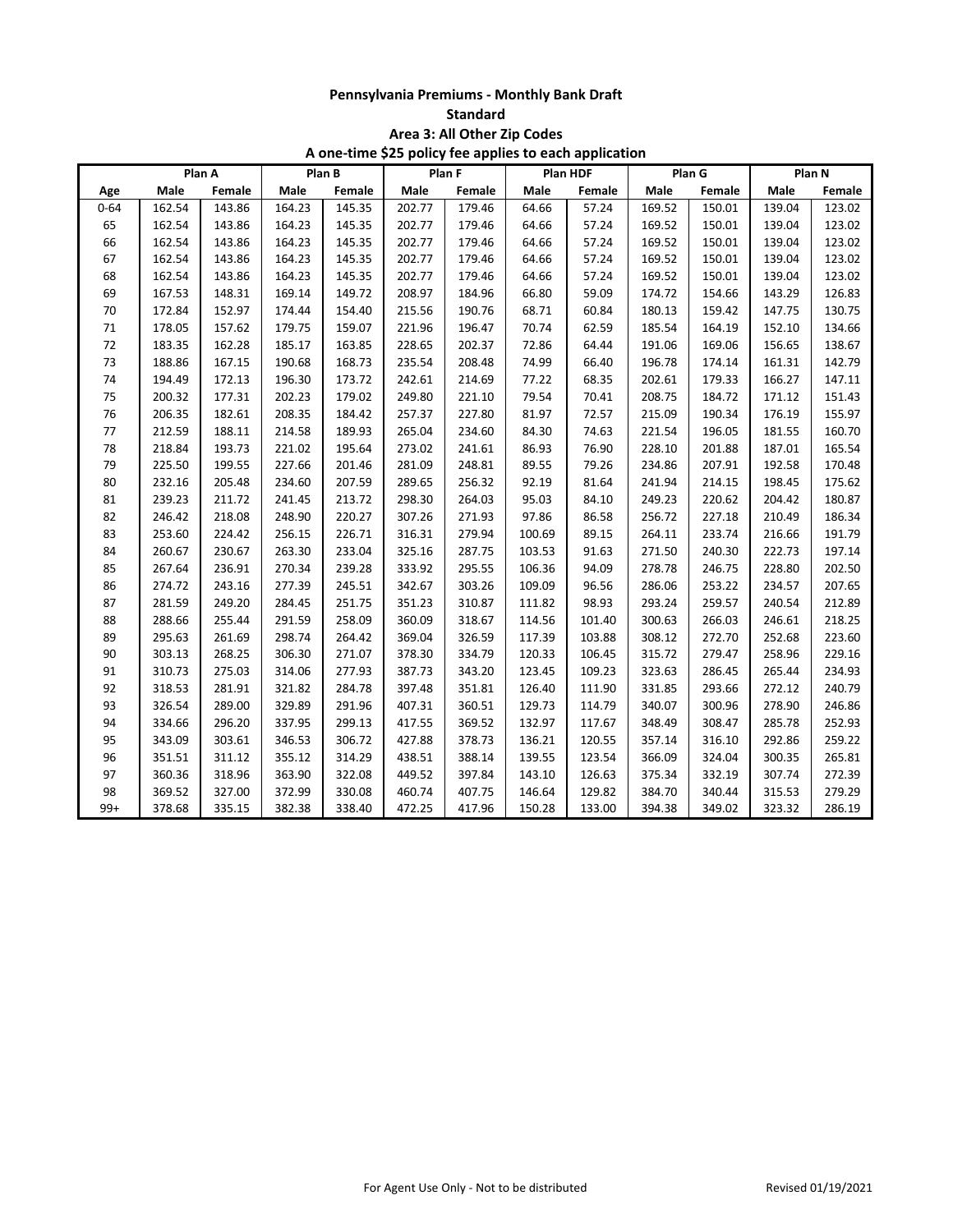# Pennsylvania Premiums - Monthly Bank Draft

## Standard

### Area 3: All Other Zip Codes

**A one-time $25 policy fee applies to each application**

| | Plan A | | Plan B | | Plan F | | Plan HDF | | Plan G | | Plan N | |
|---|---|---|---|---|---|---|---|---|---|---|---|---|
| Age | Male | Female | Male | Female | Male | Female | Male | Female | Male | Female | Male | Female |
| 0-64 | 162.54 | 143.86 | 164.23 | 145.35 | 202.77 | 179.46 | 64.66 | 57.24 | 169.52 | 150.01 | 139.04 | 123.02 |
| 65 | 162.54 | 143.86 | 164.23 | 145.35 | 202.77 | 179.46 | 64.66 | 57.24 | 169.52 | 150.01 | 139.04 | 123.02 |
| 66 | 162.54 | 143.86 | 164.23 | 145.35 | 202.77 | 179.46 | 64.66 | 57.24 | 169.52 | 150.01 | 139.04 | 123.02 |
| 67 | 162.54 | 143.86 | 164.23 | 145.35 | 202.77 | 179.46 | 64.66 | 57.24 | 169.52 | 150.01 | 139.04 | 123.02 |
| 68 | 162.54 | 143.86 | 164.23 | 145.35 | 202.77 | 179.46 | 64.66 | 57.24 | 169.52 | 150.01 | 139.04 | 123.02 |
| 69 | 167.53 | 148.31 | 169.14 | 149.72 | 208.97 | 184.96 | 66.80 | 59.09 | 174.72 | 154.66 | 143.29 | 126.83 |
| 70 | 172.84 | 152.97 | 174.44 | 154.40 | 215.56 | 190.76 | 68.71 | 60.84 | 180.13 | 159.42 | 147.75 | 130.75 |
| 71 | 178.05 | 157.62 | 179.75 | 159.07 | 221.96 | 196.47 | 70.74 | 62.59 | 185.54 | 164.19 | 152.10 | 134.66 |
| 72 | 183.35 | 162.28 | 185.17 | 163.85 | 228.65 | 202.37 | 72.86 | 64.44 | 191.06 | 169.06 | 156.65 | 138.67 |
| 73 | 188.86 | 167.15 | 190.68 | 168.73 | 235.54 | 208.48 | 74.99 | 66.40 | 196.78 | 174.14 | 161.31 | 142.79 |
| 74 | 194.49 | 172.13 | 196.30 | 173.72 | 242.61 | 214.69 | 77.22 | 68.35 | 202.61 | 179.33 | 166.27 | 147.11 |
| 75 | 200.32 | 177.31 | 202.23 | 179.02 | 249.80 | 221.10 | 79.54 | 70.41 | 208.75 | 184.72 | 171.12 | 151.43 |
| 76 | 206.35 | 182.61 | 208.35 | 184.42 | 257.37 | 227.80 | 81.97 | 72.57 | 215.09 | 190.34 | 176.19 | 155.97 |
| 77 | 212.59 | 188.11 | 214.58 | 189.93 | 265.04 | 234.60 | 84.30 | 74.63 | 221.54 | 196.05 | 181.55 | 160.70 |
| 78 | 218.84 | 193.73 | 221.02 | 195.64 | 273.02 | 241.61 | 86.93 | 76.90 | 228.10 | 201.88 | 187.01 | 165.54 |
| 79 | 225.50 | 199.55 | 227.66 | 201.46 | 281.09 | 248.81 | 89.55 | 79.26 | 234.86 | 207.91 | 192.58 | 170.48 |
| 80 | 232.16 | 205.48 | 234.60 | 207.59 | 289.65 | 256.32 | 92.19 | 81.64 | 241.94 | 214.15 | 198.45 | 175.62 |
| 81 | 239.23 | 211.72 | 241.45 | 213.72 | 298.30 | 264.03 | 95.03 | 84.10 | 249.23 | 220.62 | 204.42 | 180.87 |
| 82 | 246.42 | 218.08 | 248.90 | 220.27 | 307.26 | 271.93 | 97.86 | 86.58 | 256.72 | 227.18 | 210.49 | 186.34 |
| 83 | 253.60 | 224.42 | 256.15 | 226.71 | 316.31 | 279.94 | 100.69 | 89.15 | 264.11 | 233.74 | 216.66 | 191.79 |
| 84 | 260.67 | 230.67 | 263.30 | 233.04 | 325.16 | 287.75 | 103.53 | 91.63 | 271.50 | 240.30 | 222.73 | 197.14 |
| 85 | 267.64 | 236.91 | 270.34 | 239.28 | 333.92 | 295.55 | 106.36 | 94.09 | 278.78 | 246.75 | 228.80 | 202.50 |
| 86 | 274.72 | 243.16 | 277.39 | 245.51 | 342.67 | 303.26 | 109.09 | 96.56 | 286.06 | 253.22 | 234.57 | 207.65 |
| 87 | 281.59 | 249.20 | 284.45 | 251.75 | 351.23 | 310.87 | 111.82 | 98.93 | 293.24 | 259.57 | 240.54 | 212.89 |
| 88 | 288.66 | 255.44 | 291.59 | 258.09 | 360.09 | 318.67 | 114.56 | 101.40 | 300.63 | 266.03 | 246.61 | 218.25 |
| 89 | 295.63 | 261.69 | 298.74 | 264.42 | 369.04 | 326.59 | 117.39 | 103.88 | 308.12 | 272.70 | 252.68 | 223.60 |
| 90 | 303.13 | 268.25 | 306.30 | 271.07 | 378.30 | 334.79 | 120.33 | 106.45 | 315.72 | 279.47 | 258.96 | 229.16 |
| 91 | 310.73 | 275.03 | 314.06 | 277.93 | 387.73 | 343.20 | 123.45 | 109.23 | 323.63 | 286.45 | 265.44 | 234.93 |
| 92 | 318.53 | 281.91 | 321.82 | 284.78 | 397.48 | 351.81 | 126.40 | 111.90 | 331.85 | 293.66 | 272.12 | 240.79 |
| 93 | 326.54 | 289.00 | 329.89 | 291.96 | 407.31 | 360.51 | 129.73 | 114.79 | 340.07 | 300.96 | 278.90 | 246.86 |
| 94 | 334.66 | 296.20 | 337.95 | 299.13 | 417.55 | 369.52 | 132.97 | 117.67 | 348.49 | 308.47 | 285.78 | 252.93 |
| 95 | 343.09 | 303.61 | 346.53 | 306.72 | 427.88 | 378.73 | 136.21 | 120.55 | 357.14 | 316.10 | 292.86 | 259.22 |
| 96 | 351.51 | 311.12 | 355.12 | 314.29 | 438.51 | 388.14 | 139.55 | 123.54 | 366.09 | 324.04 | 300.35 | 265.81 |
| 97 | 360.36 | 318.96 | 363.90 | 322.08 | 449.52 | 397.84 | 143.10 | 126.63 | 375.34 | 332.19 | 307.74 | 272.39 |
| 98 | 369.52 | 327.00 | 372.99 | 330.08 | 460.74 | 407.75 | 146.64 | 129.82 | 384.70 | 340.44 | 315.53 | 279.29 |
| 99+ | 378.68 | 335.15 | 382.38 | 338.40 | 472.25 | 417.96 | 150.28 | 133.00 | 394.38 | 349.02 | 323.32 | 286.19 |

For Agent Use Only - Not to be distributed

Revised 01/19/2021